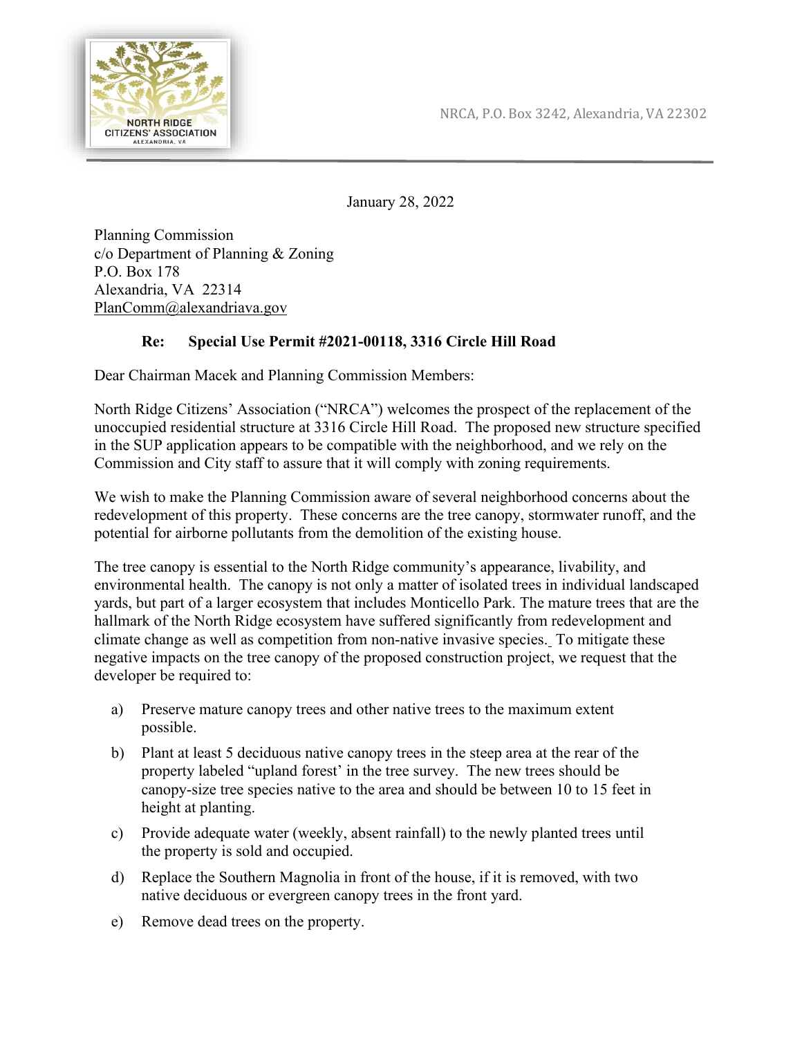NORTH RIDGE CITIZENS' ASSOCIATION
ALEXANDRIA, VA

NRCA, P.O. Box 3242, Alexandria, VA 22302

January 28, 2022

Planning Commission
c/o Department of Planning & Zoning
P.O. Box 178
Alexandria, VA 22314
PlanComm@alexandriava.gov

**Re: Special Use Permit #2021-00118, 3316 Circle Hill Road**

Dear Chairman Macek and Planning Commission Members:

North Ridge Citizens' Association ("NRCA") welcomes the prospect of the replacement of the unoccupied residential structure at 3316 Circle Hill Road. The proposed new structure specified in the SUP application appears to be compatible with the neighborhood, and we rely on the Commission and City staff to assure that it will comply with zoning requirements.

We wish to make the Planning Commission aware of several neighborhood concerns about the redevelopment of this property. These concerns are the tree canopy, stormwater runoff, and the potential for airborne pollutants from the demolition of the existing house.

The tree canopy is essential to the North Ridge community's appearance, livability, and environmental health. The canopy is not only a matter of isolated trees in individual landscaped yards, but part of a larger ecosystem that includes Monticello Park. The mature trees that are the hallmark of the North Ridge ecosystem have suffered significantly from redevelopment and climate change as well as competition from non-native invasive species. To mitigate these negative impacts on the tree canopy of the proposed construction project, we request that the developer be required to:

a) Preserve mature canopy trees and other native trees to the maximum extent possible.

b) Plant at least 5 deciduous native canopy trees in the steep area at the rear of the property labeled "upland forest' in the tree survey. The new trees should be canopy-size tree species native to the area and should be between 10 to 15 feet in height at planting.

c) Provide adequate water (weekly, absent rainfall) to the newly planted trees until the property is sold and occupied.

d) Replace the Southern Magnolia in front of the house, if it is removed, with two native deciduous or evergreen canopy trees in the front yard.

e) Remove dead trees on the property.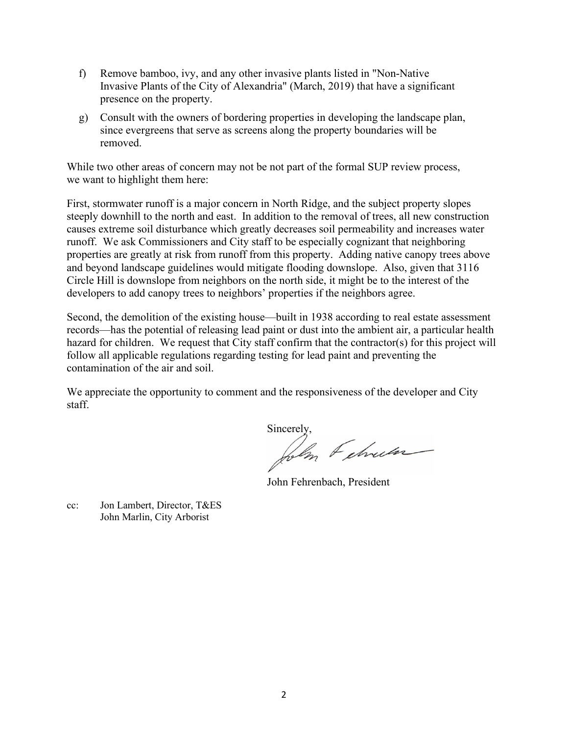f) Remove bamboo, ivy, and any other invasive plants listed in "Non-Native Invasive Plants of the City of Alexandria" (March, 2019) that have a significant presence on the property.

g) Consult with the owners of bordering properties in developing the landscape plan, since evergreens that serve as screens along the property boundaries will be removed.

While two other areas of concern may not be not part of the formal SUP review process, we want to highlight them here:

First, stormwater runoff is a major concern in North Ridge, and the subject property slopes steeply downhill to the north and east. In addition to the removal of trees, all new construction causes extreme soil disturbance which greatly decreases soil permeability and increases water runoff. We ask Commissioners and City staff to be especially cognizant that neighboring properties are greatly at risk from runoff from this property. Adding native canopy trees above and beyond landscape guidelines would mitigate flooding downslope. Also, given that 3116 Circle Hill is downslope from neighbors on the north side, it might be to the interest of the developers to add canopy trees to neighbors' properties if the neighbors agree.

Second, the demolition of the existing house—built in 1938 according to real estate assessment records—has the potential of releasing lead paint or dust into the ambient air, a particular health hazard for children. We request that City staff confirm that the contractor(s) for this project will follow all applicable regulations regarding testing for lead paint and preventing the contamination of the air and soil.

We appreciate the opportunity to comment and the responsiveness of the developer and City staff.

Sincerely,

John Fehrenbach, President

cc: Jon Lambert, Director, T&ES
John Marlin, City Arborist